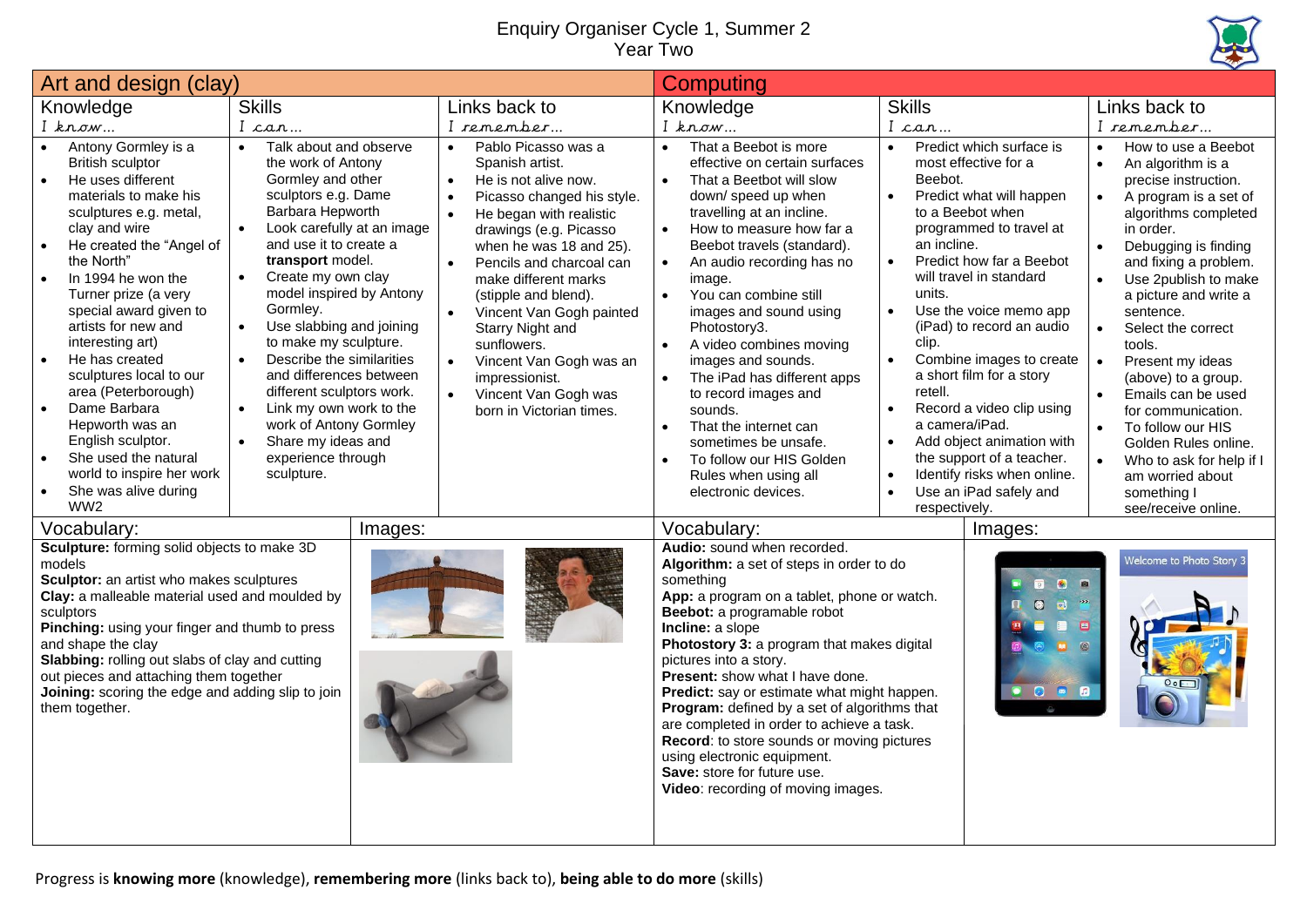# Enquiry Organiser Cycle 1, Summer 2
## Year Two

## Art and design (clay)

### Knowledge
*I know…*

- Antony Gormley is a British sculptor
- He uses different materials to make his sculptures e.g. metal, clay and wire
- He created the "Angel of the North"
- In 1994 he won the Turner prize (a very special award given to artists for new and interesting art)
- He has created sculptures local to our area (Peterborough)
- Dame Barbara Hepworth was an English sculptor.
- She used the natural world to inspire her work
- She was alive during WW2

### Skills
*I can…*

- Talk about and observe the work of Antony Gormley and other sculptors e.g. Dame Barbara Hepworth
- Look carefully at an image and use it to create a **transport** model.
- Create my own clay model inspired by Antony Gormley.
- Use slabbing and joining to make my sculpture.
- Describe the similarities and differences between different sculptors work.
- Link my own work to the work of Antony Gormley
- Share my ideas and experience through sculpture.

### Links back to
*I remember…*

- Pablo Picasso was a Spanish artist.
- He is not alive now.
- Picasso changed his style.
- He began with realistic drawings (e.g. Picasso when he was 18 and 25).
- Pencils and charcoal can make different marks (stipple and blend).
- Vincent Van Gogh painted Starry Night and sunflowers.
- Vincent Van Gogh was an impressionist.
- Vincent Van Gogh was born in Victorian times.

### Vocabulary:

**Sculpture:** forming solid objects to make 3D models
**Sculptor:** an artist who makes sculptures
**Clay:** a malleable material used and moulded by sculptors
**Pinching:** using your finger and thumb to press and shape the clay
**Slabbing:** rolling out slabs of clay and cutting out pieces and attaching them together
**Joining:** scoring the edge and adding slip to join them together.

### Images:

## Computing

### Knowledge
*I know…*

- That a Beebot is more effective on certain surfaces
- That a Beetbot will slow down/ speed up when travelling at an incline.
- How to measure how far a Beebot travels (standard).
- An audio recording has no image.
- You can combine still images and sound using Photostory3.
- A video combines moving images and sounds.
- The iPad has different apps to record images and sounds.
- That the internet can sometimes be unsafe.
- To follow our HIS Golden Rules when using all electronic devices.

### Skills
*I can…*

- Predict which surface is most effective for a Beebot.
- Predict what will happen to a Beebot when programmed to travel at an incline.
- Predict how far a Beebot will travel in standard units.
- Use the voice memo app (iPad) to record an audio clip.
- Combine images to create a short film for a story retell.
- Record a video clip using a camera/iPad.
- Add object animation with the support of a teacher.
- Identify risks when online.
- Use an iPad safely and respectively.

### Links back to
*I remember…*

- How to use a Beebot
- An algorithm is a precise instruction.
- A program is a set of algorithms completed in order.
- Debugging is finding and fixing a problem.
- Use 2publish to make a picture and write a sentence.
- Select the correct tools.
- Present my ideas (above) to a group.
- Emails can be used for communication.
- To follow our HIS Golden Rules online.
- Who to ask for help if I am worried about something I see/receive online.

### Vocabulary:

**Audio:** sound when recorded.
**Algorithm:** a set of steps in order to do something
**App:** a program on a tablet, phone or watch.
**Beebot:** a programable robot
**Incline:** a slope
**Photostory 3:** a program that makes digital pictures into a story.
**Present:** show what I have done.
**Predict:** say or estimate what might happen.
**Program:** defined by a set of algorithms that are completed in order to achieve a task.
**Record:** to store sounds or moving pictures using electronic equipment.
**Save:** store for future use.
**Video**: recording of moving images.

### Images:

Welcome to Photo Story 3

Progress is **knowing more** (knowledge), **remembering more** (links back to), **being able to do more** (skills)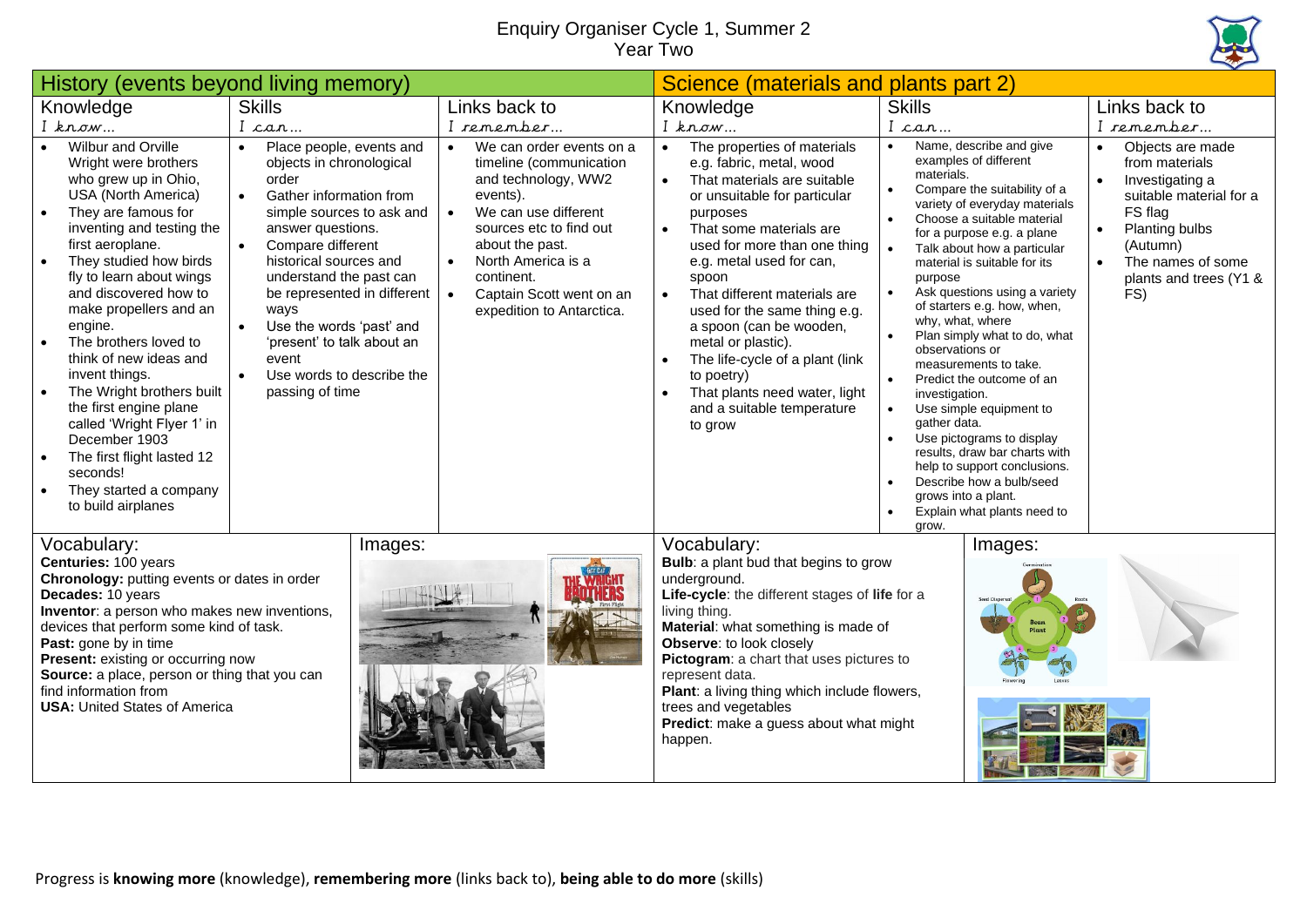# Enquiry Organiser Cycle 1, Summer 2
## Year Two

## History (events beyond living memory)

### Knowledge
*I know…*

- Wilbur and Orville Wright were brothers who grew up in Ohio, USA (North America)
- They are famous for inventing and testing the first aeroplane.
- They studied how birds fly to learn about wings and discovered how to make propellers and an engine.
- The brothers loved to think of new ideas and invent things.
- The Wright brothers built the first engine plane called 'Wright Flyer 1' in December 1903
- The first flight lasted 12 seconds!
- They started a company to build airplanes

### Skills
*I can…*

- Place people, events and objects in chronological order
- Gather information from simple sources to ask and answer questions.
- Compare different historical sources and understand the past can be represented in different ways
- Use the words 'past' and 'present' to talk about an event
- Use words to describe the passing of time

### Links back to
*I remember…*

- We can order events on a timeline (communication and technology, WW2 events).
- We can use different sources etc to find out about the past.
- North America is a continent.
- Captain Scott went on an expedition to Antarctica.

### Vocabulary:

**Centuries:** 100 years
**Chronology:** putting events or dates in order
**Decades:** 10 years
**Inventor**: a person who makes new inventions, devices that perform some kind of task.
**Past:** gone by in time
**Present:** existing or occurring now
**Source:** a place, person or thing that you can find information from
**USA:** United States of America

### Images:

## Science (materials and plants part 2)

### Knowledge
*I know…*

- The properties of materials e.g. fabric, metal, wood
- That materials are suitable or unsuitable for particular purposes
- That some materials are used for more than one thing e.g. metal used for can, spoon
- That different materials are used for the same thing e.g. a spoon (can be wooden, metal or plastic).
- The life-cycle of a plant (link to poetry)
- That plants need water, light and a suitable temperature to grow

### Skills
*I can…*

- Name, describe and give examples of different materials.
- Compare the suitability of a variety of everyday materials
- Choose a suitable material for a purpose e.g. a plane
- Talk about how a particular material is suitable for its purpose
- Ask questions using a variety of starters e.g. how, when, why, what, where
- Plan simply what to do, what observations or measurements to take.
- Predict the outcome of an investigation.
- Use simple equipment to gather data.
- Use pictograms to display results, draw bar charts with help to support conclusions.
- Describe how a bulb/seed grows into a plant.
- Explain what plants need to grow.

### Links back to
*I remember…*

- Objects are made from materials
- Investigating a suitable material for a FS flag
- Planting bulbs (Autumn)
- The names of some plants and trees (Y1 & FS)

### Vocabulary:

**Bulb**: a plant bud that begins to grow underground.
**Life-cycle**: the different stages of **life** for a living thing.
**Material**: what something is made of
**Observe**: to look closely
**Pictogram**: a chart that uses pictures to represent data.
**Plant**: a living thing which include flowers, trees and vegetables
**Predict**: make a guess about what might happen.

### Images:

Progress is **knowing more** (knowledge), **remembering more** (links back to), **being able to do more** (skills)